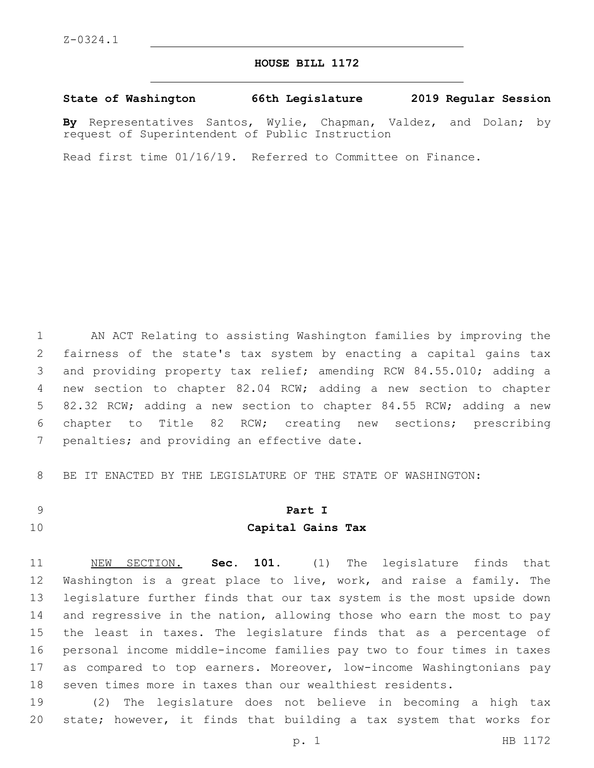Z-0324.1

# HOUSE BILL 1172

**State of Washington 66th Legislature 2019 Regular Session**

**By** Representatives Santos, Wylie, Chapman, Valdez, and Dolan; by request of Superintendent of Public Instruction

Read first time 01/16/19. Referred to Committee on Finance.

AN ACT Relating to assisting Washington families by improving the fairness of the state's tax system by enacting a capital gains tax and providing property tax relief; amending RCW 84.55.010; adding a new section to chapter 82.04 RCW; adding a new section to chapter 82.32 RCW; adding a new section to chapter 84.55 RCW; adding a new chapter to Title 82 RCW; creating new sections; prescribing penalties; and providing an effective date.

BE IT ENACTED BY THE LEGISLATURE OF THE STATE OF WASHINGTON:

## Part I
## Capital Gains Tax

NEW SECTION. **Sec. 101.** (1) The legislature finds that Washington is a great place to live, work, and raise a family. The legislature further finds that our tax system is the most upside down and regressive in the nation, allowing those who earn the most to pay the least in taxes. The legislature finds that as a percentage of personal income middle-income families pay two to four times in taxes as compared to top earners. Moreover, low-income Washingtonians pay seven times more in taxes than our wealthiest residents.

(2) The legislature does not believe in becoming a high tax state; however, it finds that building a tax system that works for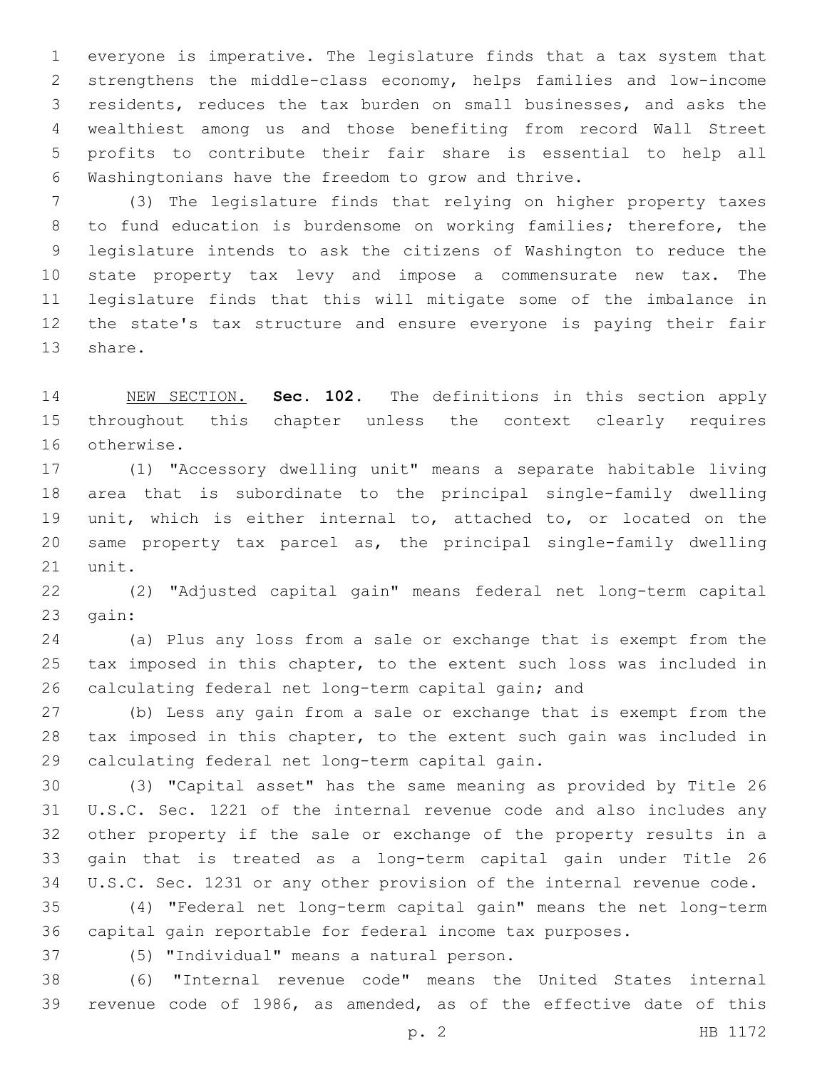everyone is imperative. The legislature finds that a tax system that strengthens the middle-class economy, helps families and low-income residents, reduces the tax burden on small businesses, and asks the wealthiest among us and those benefiting from record Wall Street profits to contribute their fair share is essential to help all Washingtonians have the freedom to grow and thrive.

(3) The legislature finds that relying on higher property taxes to fund education is burdensome on working families; therefore, the legislature intends to ask the citizens of Washington to reduce the state property tax levy and impose a commensurate new tax. The legislature finds that this will mitigate some of the imbalance in the state's tax structure and ensure everyone is paying their fair share.

NEW SECTION. **Sec. 102.** The definitions in this section apply throughout this chapter unless the context clearly requires otherwise.

(1) "Accessory dwelling unit" means a separate habitable living area that is subordinate to the principal single-family dwelling unit, which is either internal to, attached to, or located on the same property tax parcel as, the principal single-family dwelling unit.

(2) "Adjusted capital gain" means federal net long-term capital gain:

(a) Plus any loss from a sale or exchange that is exempt from the tax imposed in this chapter, to the extent such loss was included in calculating federal net long-term capital gain; and

(b) Less any gain from a sale or exchange that is exempt from the tax imposed in this chapter, to the extent such gain was included in calculating federal net long-term capital gain.

(3) "Capital asset" has the same meaning as provided by Title 26 U.S.C. Sec. 1221 of the internal revenue code and also includes any other property if the sale or exchange of the property results in a gain that is treated as a long-term capital gain under Title 26 U.S.C. Sec. 1231 or any other provision of the internal revenue code.

(4) "Federal net long-term capital gain" means the net long-term capital gain reportable for federal income tax purposes.

(5) "Individual" means a natural person.

(6) "Internal revenue code" means the United States internal revenue code of 1986, as amended, as of the effective date of this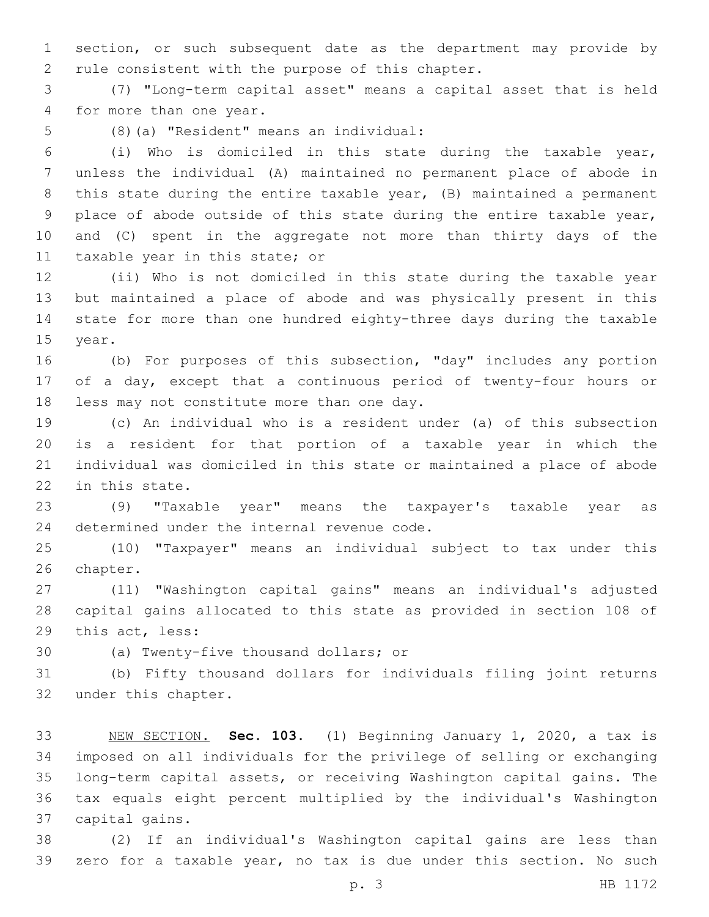section, or such subsequent date as the department may provide by rule consistent with the purpose of this chapter.

(7) "Long-term capital asset" means a capital asset that is held for more than one year.

(8)(a) "Resident" means an individual:

(i) Who is domiciled in this state during the taxable year, unless the individual (A) maintained no permanent place of abode in this state during the entire taxable year, (B) maintained a permanent place of abode outside of this state during the entire taxable year, and (C) spent in the aggregate not more than thirty days of the taxable year in this state; or

(ii) Who is not domiciled in this state during the taxable year but maintained a place of abode and was physically present in this state for more than one hundred eighty-three days during the taxable year.

(b) For purposes of this subsection, "day" includes any portion of a day, except that a continuous period of twenty-four hours or less may not constitute more than one day.

(c) An individual who is a resident under (a) of this subsection is a resident for that portion of a taxable year in which the individual was domiciled in this state or maintained a place of abode in this state.

(9) "Taxable year" means the taxpayer's taxable year as determined under the internal revenue code.

(10) "Taxpayer" means an individual subject to tax under this chapter.

(11) "Washington capital gains" means an individual's adjusted capital gains allocated to this state as provided in section 108 of this act, less:

(a) Twenty-five thousand dollars; or

(b) Fifty thousand dollars for individuals filing joint returns under this chapter.

NEW SECTION. **Sec. 103.** (1) Beginning January 1, 2020, a tax is imposed on all individuals for the privilege of selling or exchanging long-term capital assets, or receiving Washington capital gains. The tax equals eight percent multiplied by the individual's Washington capital gains.

(2) If an individual's Washington capital gains are less than zero for a taxable year, no tax is due under this section. No such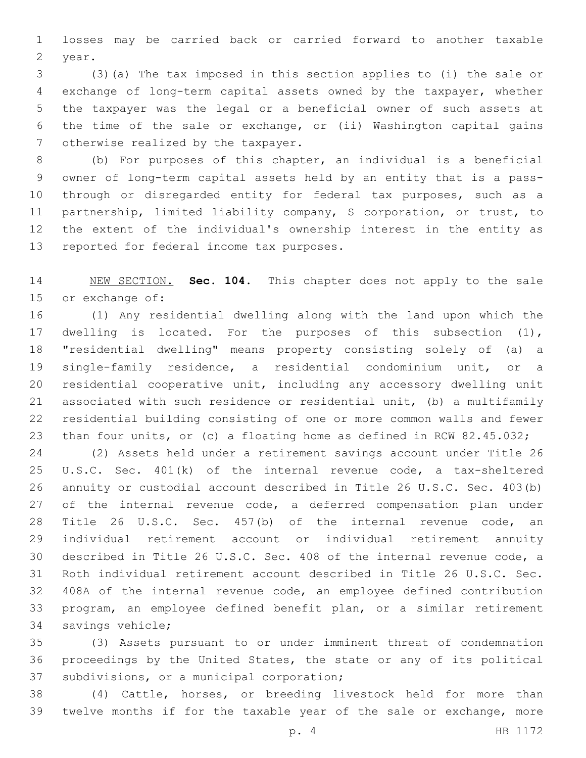losses may be carried back or carried forward to another taxable year.

(3)(a) The tax imposed in this section applies to (i) the sale or exchange of long-term capital assets owned by the taxpayer, whether the taxpayer was the legal or a beneficial owner of such assets at the time of the sale or exchange, or (ii) Washington capital gains otherwise realized by the taxpayer.

(b) For purposes of this chapter, an individual is a beneficial owner of long-term capital assets held by an entity that is a pass-through or disregarded entity for federal tax purposes, such as a partnership, limited liability company, S corporation, or trust, to the extent of the individual's ownership interest in the entity as reported for federal income tax purposes.

NEW SECTION. **Sec. 104.** This chapter does not apply to the sale or exchange of:

(1) Any residential dwelling along with the land upon which the dwelling is located. For the purposes of this subsection (1), "residential dwelling" means property consisting solely of (a) a single-family residence, a residential condominium unit, or a residential cooperative unit, including any accessory dwelling unit associated with such residence or residential unit, (b) a multifamily residential building consisting of one or more common walls and fewer than four units, or (c) a floating home as defined in RCW 82.45.032;

(2) Assets held under a retirement savings account under Title 26 U.S.C. Sec. 401(k) of the internal revenue code, a tax-sheltered annuity or custodial account described in Title 26 U.S.C. Sec. 403(b) of the internal revenue code, a deferred compensation plan under Title 26 U.S.C. Sec. 457(b) of the internal revenue code, an individual retirement account or individual retirement annuity described in Title 26 U.S.C. Sec. 408 of the internal revenue code, a Roth individual retirement account described in Title 26 U.S.C. Sec. 408A of the internal revenue code, an employee defined contribution program, an employee defined benefit plan, or a similar retirement savings vehicle;

(3) Assets pursuant to or under imminent threat of condemnation proceedings by the United States, the state or any of its political subdivisions, or a municipal corporation;

(4) Cattle, horses, or breeding livestock held for more than twelve months if for the taxable year of the sale or exchange, more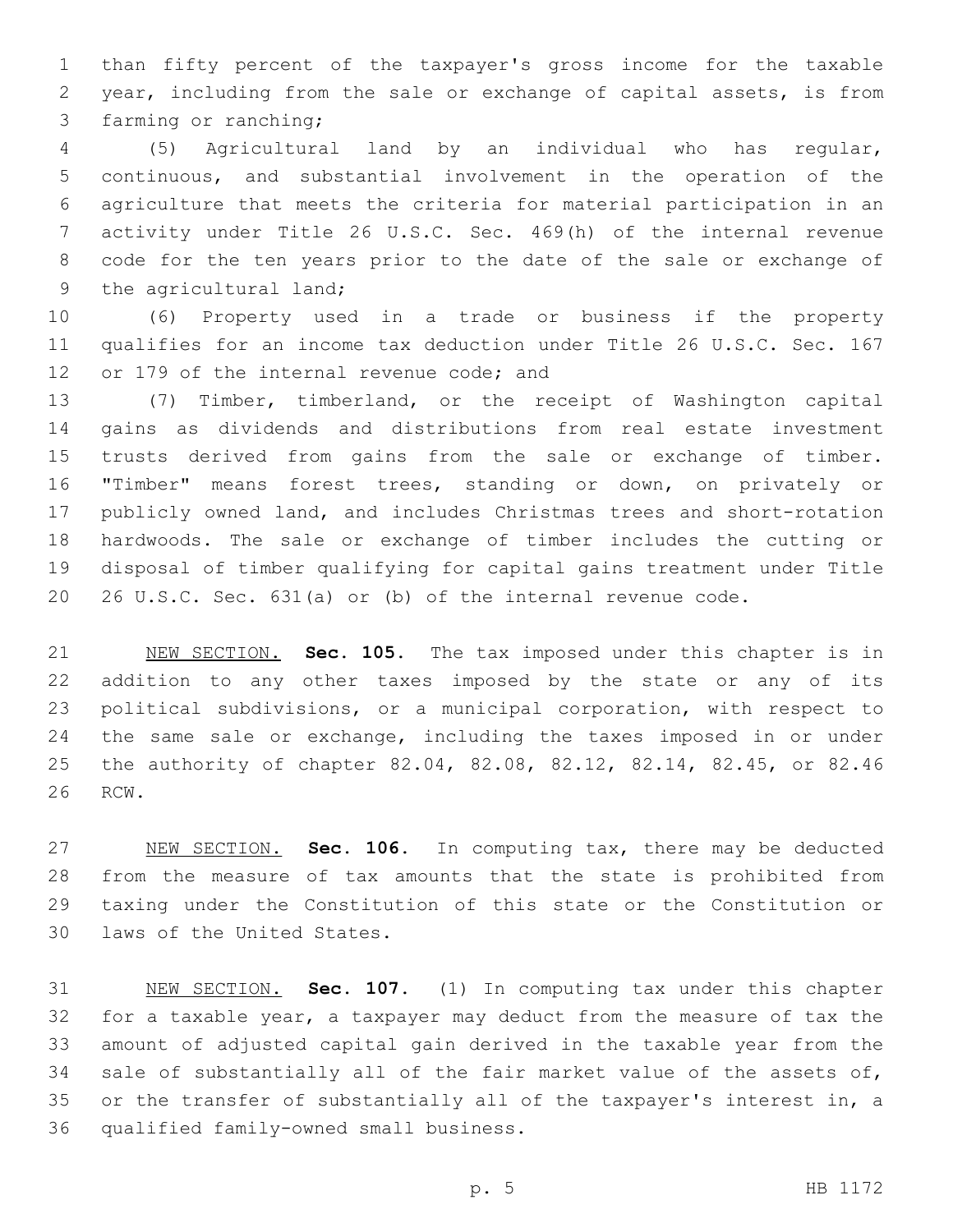than fifty percent of the taxpayer's gross income for the taxable year, including from the sale or exchange of capital assets, is from farming or ranching;

(5) Agricultural land by an individual who has regular, continuous, and substantial involvement in the operation of the agriculture that meets the criteria for material participation in an activity under Title 26 U.S.C. Sec. 469(h) of the internal revenue code for the ten years prior to the date of the sale or exchange of the agricultural land;

(6) Property used in a trade or business if the property qualifies for an income tax deduction under Title 26 U.S.C. Sec. 167 or 179 of the internal revenue code; and

(7) Timber, timberland, or the receipt of Washington capital gains as dividends and distributions from real estate investment trusts derived from gains from the sale or exchange of timber. "Timber" means forest trees, standing or down, on privately or publicly owned land, and includes Christmas trees and short-rotation hardwoods. The sale or exchange of timber includes the cutting or disposal of timber qualifying for capital gains treatment under Title 26 U.S.C. Sec. 631(a) or (b) of the internal revenue code.

NEW SECTION. **Sec. 105.** The tax imposed under this chapter is in addition to any other taxes imposed by the state or any of its political subdivisions, or a municipal corporation, with respect to the same sale or exchange, including the taxes imposed in or under the authority of chapter 82.04, 82.08, 82.12, 82.14, 82.45, or 82.46 RCW.

NEW SECTION. **Sec. 106.** In computing tax, there may be deducted from the measure of tax amounts that the state is prohibited from taxing under the Constitution of this state or the Constitution or laws of the United States.

NEW SECTION. **Sec. 107.** (1) In computing tax under this chapter for a taxable year, a taxpayer may deduct from the measure of tax the amount of adjusted capital gain derived in the taxable year from the sale of substantially all of the fair market value of the assets of, or the transfer of substantially all of the taxpayer's interest in, a qualified family-owned small business.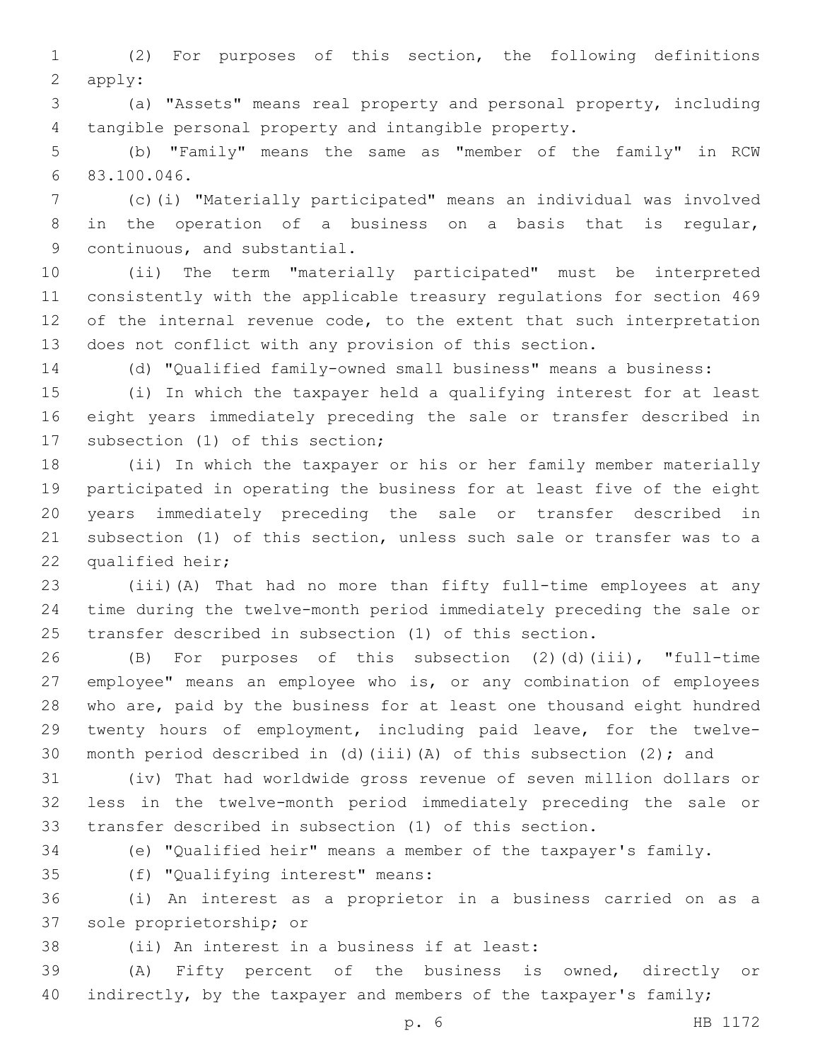(2) For purposes of this section, the following definitions apply:

(a) "Assets" means real property and personal property, including tangible personal property and intangible property.

(b) "Family" means the same as "member of the family" in RCW 83.100.046.

(c)(i) "Materially participated" means an individual was involved in the operation of a business on a basis that is regular, continuous, and substantial.

(ii) The term "materially participated" must be interpreted consistently with the applicable treasury regulations for section 469 of the internal revenue code, to the extent that such interpretation does not conflict with any provision of this section.

(d) "Qualified family-owned small business" means a business:

(i) In which the taxpayer held a qualifying interest for at least eight years immediately preceding the sale or transfer described in subsection (1) of this section;

(ii) In which the taxpayer or his or her family member materially participated in operating the business for at least five of the eight years immediately preceding the sale or transfer described in subsection (1) of this section, unless such sale or transfer was to a qualified heir;

(iii)(A) That had no more than fifty full-time employees at any time during the twelve-month period immediately preceding the sale or transfer described in subsection (1) of this section.

(B) For purposes of this subsection (2)(d)(iii), "full-time employee" means an employee who is, or any combination of employees who are, paid by the business for at least one thousand eight hundred twenty hours of employment, including paid leave, for the twelve-month period described in (d)(iii)(A) of this subsection (2); and

(iv) That had worldwide gross revenue of seven million dollars or less in the twelve-month period immediately preceding the sale or transfer described in subsection (1) of this section.

(e) "Qualified heir" means a member of the taxpayer's family.

(f) "Qualifying interest" means:

(i) An interest as a proprietor in a business carried on as a sole proprietorship; or

(ii) An interest in a business if at least:

(A) Fifty percent of the business is owned, directly or indirectly, by the taxpayer and members of the taxpayer's family;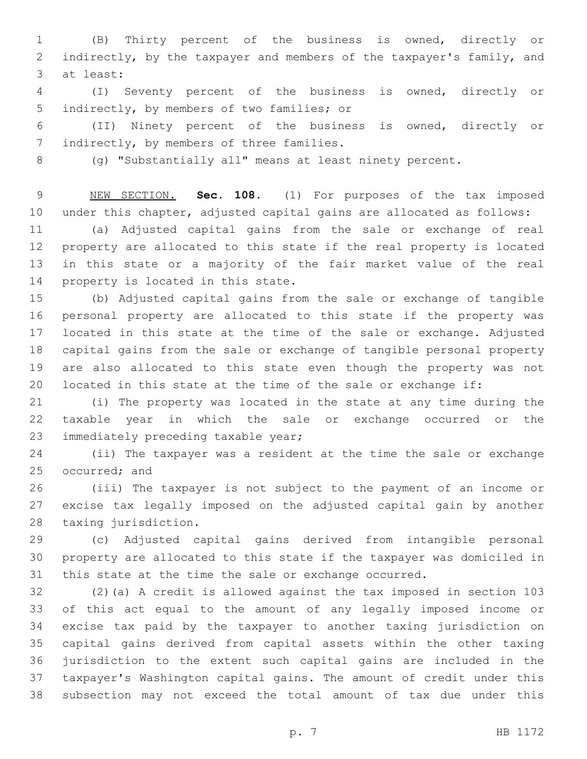(B) Thirty percent of the business is owned, directly or indirectly, by the taxpayer and members of the taxpayer's family, and at least:

(I) Seventy percent of the business is owned, directly or indirectly, by members of two families; or

(II) Ninety percent of the business is owned, directly or indirectly, by members of three families.

(g) "Substantially all" means at least ninety percent.

NEW SECTION. **Sec. 108.** (1) For purposes of the tax imposed under this chapter, adjusted capital gains are allocated as follows:

(a) Adjusted capital gains from the sale or exchange of real property are allocated to this state if the real property is located in this state or a majority of the fair market value of the real property is located in this state.

(b) Adjusted capital gains from the sale or exchange of tangible personal property are allocated to this state if the property was located in this state at the time of the sale or exchange. Adjusted capital gains from the sale or exchange of tangible personal property are also allocated to this state even though the property was not located in this state at the time of the sale or exchange if:

(i) The property was located in the state at any time during the taxable year in which the sale or exchange occurred or the immediately preceding taxable year;

(ii) The taxpayer was a resident at the time the sale or exchange occurred; and

(iii) The taxpayer is not subject to the payment of an income or excise tax legally imposed on the adjusted capital gain by another taxing jurisdiction.

(c) Adjusted capital gains derived from intangible personal property are allocated to this state if the taxpayer was domiciled in this state at the time the sale or exchange occurred.

(2)(a) A credit is allowed against the tax imposed in section 103 of this act equal to the amount of any legally imposed income or excise tax paid by the taxpayer to another taxing jurisdiction on capital gains derived from capital assets within the other taxing jurisdiction to the extent such capital gains are included in the taxpayer's Washington capital gains. The amount of credit under this subsection may not exceed the total amount of tax due under this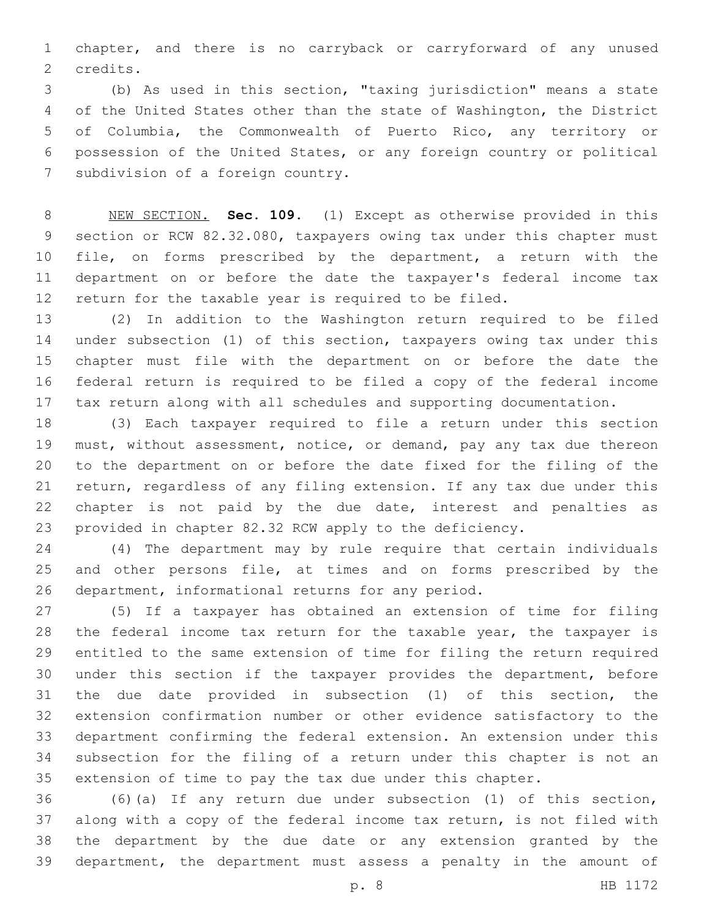chapter, and there is no carryback or carryforward of any unused credits.

(b) As used in this section, "taxing jurisdiction" means a state of the United States other than the state of Washington, the District of Columbia, the Commonwealth of Puerto Rico, any territory or possession of the United States, or any foreign country or political subdivision of a foreign country.

NEW SECTION. **Sec. 109.** (1) Except as otherwise provided in this section or RCW 82.32.080, taxpayers owing tax under this chapter must file, on forms prescribed by the department, a return with the department on or before the date the taxpayer's federal income tax return for the taxable year is required to be filed.

(2) In addition to the Washington return required to be filed under subsection (1) of this section, taxpayers owing tax under this chapter must file with the department on or before the date the federal return is required to be filed a copy of the federal income tax return along with all schedules and supporting documentation.

(3) Each taxpayer required to file a return under this section must, without assessment, notice, or demand, pay any tax due thereon to the department on or before the date fixed for the filing of the return, regardless of any filing extension. If any tax due under this chapter is not paid by the due date, interest and penalties as provided in chapter 82.32 RCW apply to the deficiency.

(4) The department may by rule require that certain individuals and other persons file, at times and on forms prescribed by the department, informational returns for any period.

(5) If a taxpayer has obtained an extension of time for filing the federal income tax return for the taxable year, the taxpayer is entitled to the same extension of time for filing the return required under this section if the taxpayer provides the department, before the due date provided in subsection (1) of this section, the extension confirmation number or other evidence satisfactory to the department confirming the federal extension. An extension under this subsection for the filing of a return under this chapter is not an extension of time to pay the tax due under this chapter.

(6)(a) If any return due under subsection (1) of this section, along with a copy of the federal income tax return, is not filed with the department by the due date or any extension granted by the department, the department must assess a penalty in the amount of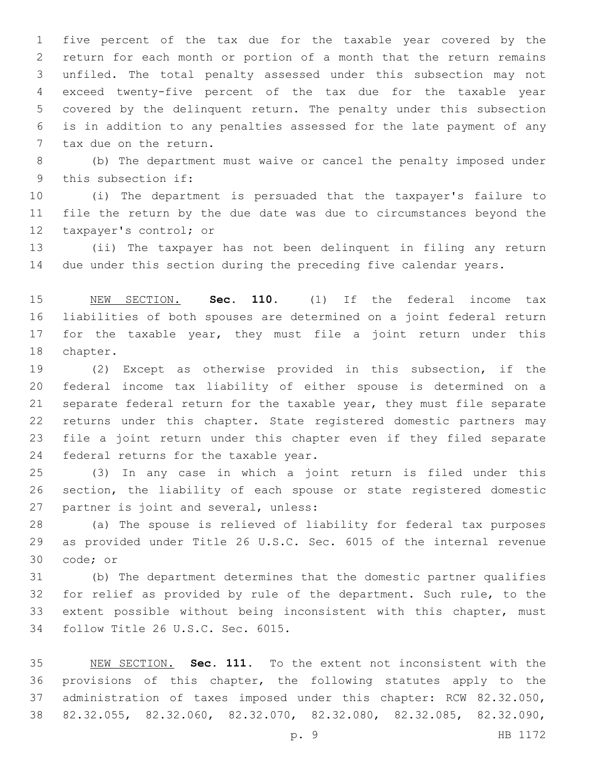five percent of the tax due for the taxable year covered by the return for each month or portion of a month that the return remains unfiled. The total penalty assessed under this subsection may not exceed twenty-five percent of the tax due for the taxable year covered by the delinquent return. The penalty under this subsection is in addition to any penalties assessed for the late payment of any tax due on the return.

(b) The department must waive or cancel the penalty imposed under this subsection if:

(i) The department is persuaded that the taxpayer's failure to file the return by the due date was due to circumstances beyond the taxpayer's control; or

(ii) The taxpayer has not been delinquent in filing any return due under this section during the preceding five calendar years.

NEW SECTION. **Sec. 110.** (1) If the federal income tax liabilities of both spouses are determined on a joint federal return for the taxable year, they must file a joint return under this chapter.

(2) Except as otherwise provided in this subsection, if the federal income tax liability of either spouse is determined on a separate federal return for the taxable year, they must file separate returns under this chapter. State registered domestic partners may file a joint return under this chapter even if they filed separate federal returns for the taxable year.

(3) In any case in which a joint return is filed under this section, the liability of each spouse or state registered domestic partner is joint and several, unless:

(a) The spouse is relieved of liability for federal tax purposes as provided under Title 26 U.S.C. Sec. 6015 of the internal revenue code; or

(b) The department determines that the domestic partner qualifies for relief as provided by rule of the department. Such rule, to the extent possible without being inconsistent with this chapter, must follow Title 26 U.S.C. Sec. 6015.

NEW SECTION. **Sec. 111.** To the extent not inconsistent with the provisions of this chapter, the following statutes apply to the administration of taxes imposed under this chapter: RCW 82.32.050, 82.32.055, 82.32.060, 82.32.070, 82.32.080, 82.32.085, 82.32.090,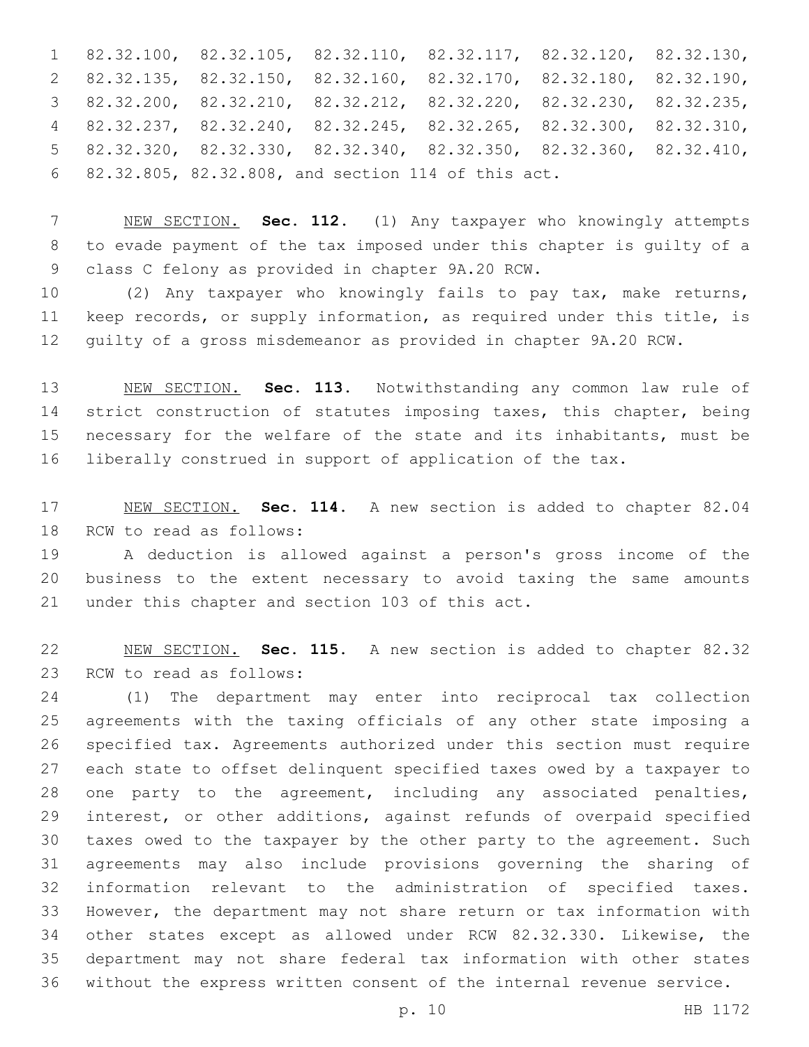82.32.100, 82.32.105, 82.32.110, 82.32.117, 82.32.120, 82.32.130, 82.32.135, 82.32.150, 82.32.160, 82.32.170, 82.32.180, 82.32.190, 82.32.200, 82.32.210, 82.32.212, 82.32.220, 82.32.230, 82.32.235, 82.32.237, 82.32.240, 82.32.245, 82.32.265, 82.32.300, 82.32.310, 82.32.320, 82.32.330, 82.32.340, 82.32.350, 82.32.360, 82.32.410, 82.32.805, 82.32.808, and section 114 of this act.

NEW SECTION. **Sec. 112.** (1) Any taxpayer who knowingly attempts to evade payment of the tax imposed under this chapter is guilty of a class C felony as provided in chapter 9A.20 RCW.

(2) Any taxpayer who knowingly fails to pay tax, make returns, keep records, or supply information, as required under this title, is guilty of a gross misdemeanor as provided in chapter 9A.20 RCW.

NEW SECTION. **Sec. 113.** Notwithstanding any common law rule of strict construction of statutes imposing taxes, this chapter, being necessary for the welfare of the state and its inhabitants, must be liberally construed in support of application of the tax.

NEW SECTION. **Sec. 114.** A new section is added to chapter 82.04 RCW to read as follows:

A deduction is allowed against a person's gross income of the business to the extent necessary to avoid taxing the same amounts under this chapter and section 103 of this act.

NEW SECTION. **Sec. 115.** A new section is added to chapter 82.32 RCW to read as follows:

(1) The department may enter into reciprocal tax collection agreements with the taxing officials of any other state imposing a specified tax. Agreements authorized under this section must require each state to offset delinquent specified taxes owed by a taxpayer to one party to the agreement, including any associated penalties, interest, or other additions, against refunds of overpaid specified taxes owed to the taxpayer by the other party to the agreement. Such agreements may also include provisions governing the sharing of information relevant to the administration of specified taxes. However, the department may not share return or tax information with other states except as allowed under RCW 82.32.330. Likewise, the department may not share federal tax information with other states without the express written consent of the internal revenue service.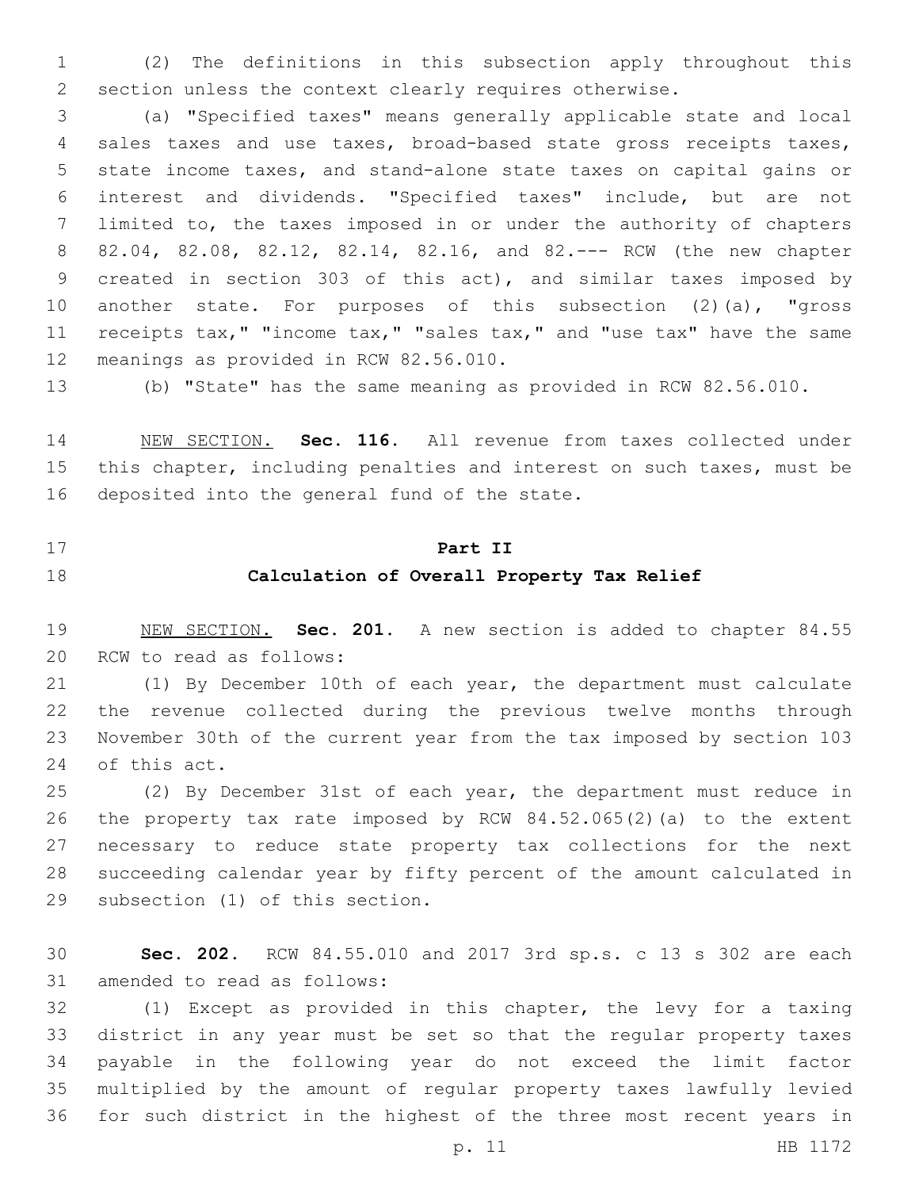(2) The definitions in this subsection apply throughout this section unless the context clearly requires otherwise.

(a) "Specified taxes" means generally applicable state and local sales taxes and use taxes, broad-based state gross receipts taxes, state income taxes, and stand-alone state taxes on capital gains or interest and dividends. "Specified taxes" include, but are not limited to, the taxes imposed in or under the authority of chapters 82.04, 82.08, 82.12, 82.14, 82.16, and 82.--- RCW (the new chapter created in section 303 of this act), and similar taxes imposed by another state. For purposes of this subsection (2)(a), "gross receipts tax," "income tax," "sales tax," and "use tax" have the same meanings as provided in RCW 82.56.010.

(b) "State" has the same meaning as provided in RCW 82.56.010.

NEW SECTION. **Sec. 116.** All revenue from taxes collected under this chapter, including penalties and interest on such taxes, must be deposited into the general fund of the state.

## Part II
## Calculation of Overall Property Tax Relief

NEW SECTION. **Sec. 201.** A new section is added to chapter 84.55 RCW to read as follows:

(1) By December 10th of each year, the department must calculate the revenue collected during the previous twelve months through November 30th of the current year from the tax imposed by section 103 of this act.

(2) By December 31st of each year, the department must reduce in the property tax rate imposed by RCW 84.52.065(2)(a) to the extent necessary to reduce state property tax collections for the next succeeding calendar year by fifty percent of the amount calculated in subsection (1) of this section.

**Sec. 202.** RCW 84.55.010 and 2017 3rd sp.s. c 13 s 302 are each amended to read as follows:

(1) Except as provided in this chapter, the levy for a taxing district in any year must be set so that the regular property taxes payable in the following year do not exceed the limit factor multiplied by the amount of regular property taxes lawfully levied for such district in the highest of the three most recent years in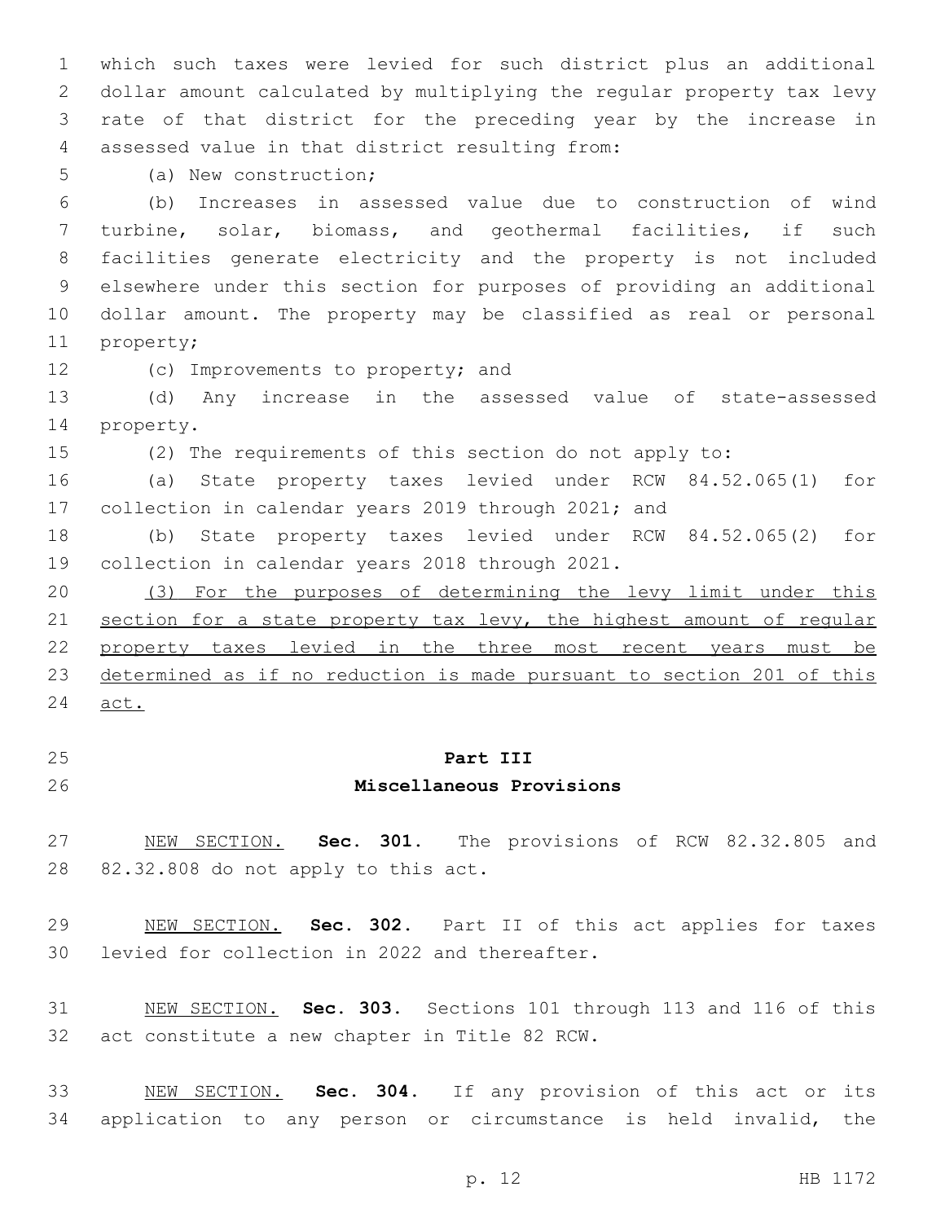which such taxes were levied for such district plus an additional dollar amount calculated by multiplying the regular property tax levy rate of that district for the preceding year by the increase in assessed value in that district resulting from:

(a) New construction;

(b) Increases in assessed value due to construction of wind turbine, solar, biomass, and geothermal facilities, if such facilities generate electricity and the property is not included elsewhere under this section for purposes of providing an additional dollar amount. The property may be classified as real or personal property;

(c) Improvements to property; and

(d) Any increase in the assessed value of state-assessed property.

(2) The requirements of this section do not apply to:

(a) State property taxes levied under RCW 84.52.065(1) for collection in calendar years 2019 through 2021; and

(b) State property taxes levied under RCW 84.52.065(2) for collection in calendar years 2018 through 2021.

<u>(3) For the purposes of determining the levy limit under this section for a state property tax levy, the highest amount of regular property taxes levied in the three most recent years must be determined as if no reduction is made pursuant to section 201 of this act.</u>

## Part III
## Miscellaneous Provisions

<u>NEW SECTION.</u> **Sec. 301.** The provisions of RCW 82.32.805 and 82.32.808 do not apply to this act.

<u>NEW SECTION.</u> **Sec. 302.** Part II of this act applies for taxes levied for collection in 2022 and thereafter.

<u>NEW SECTION.</u> **Sec. 303.** Sections 101 through 113 and 116 of this act constitute a new chapter in Title 82 RCW.

<u>NEW SECTION.</u> **Sec. 304.** If any provision of this act or its application to any person or circumstance is held invalid, the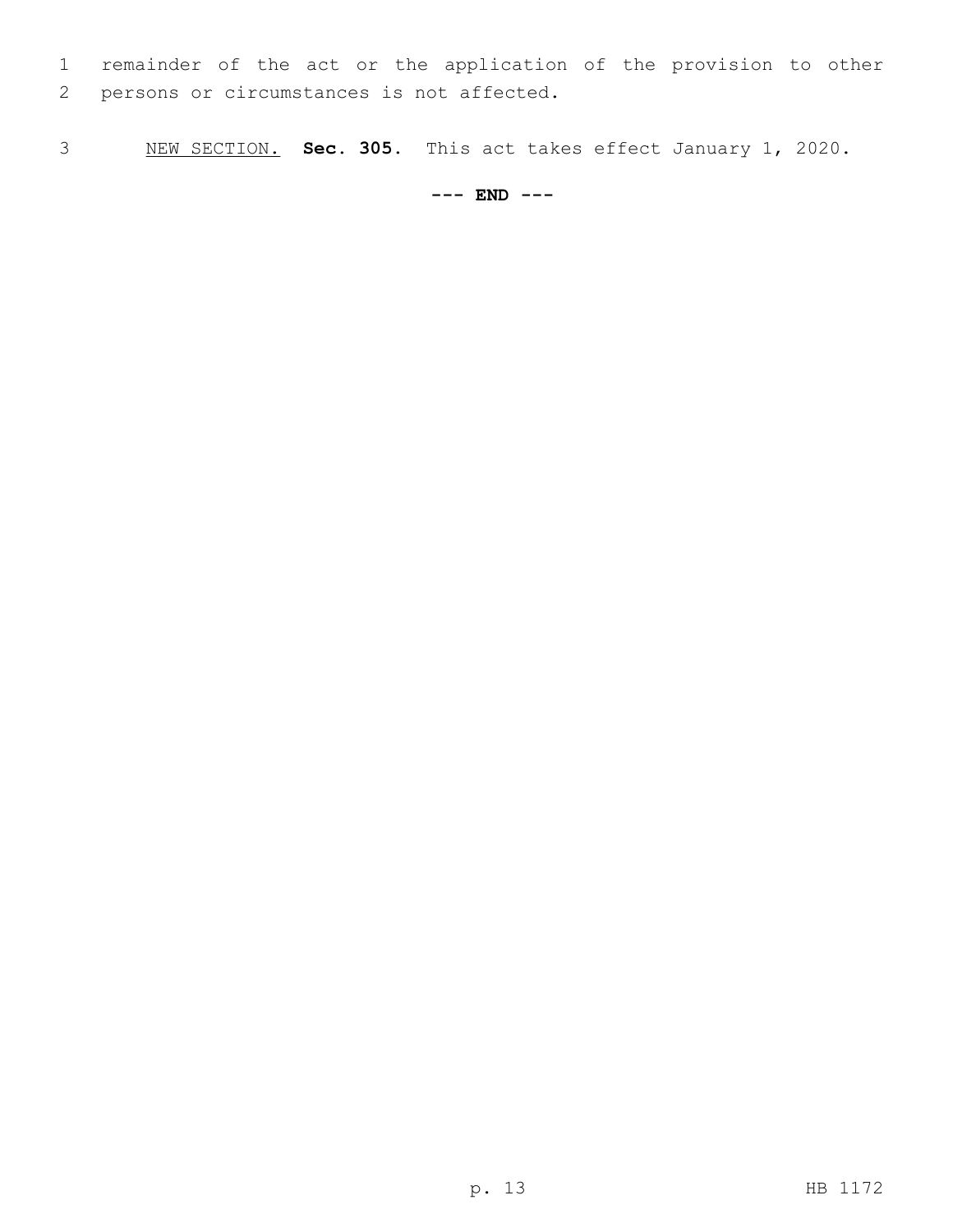remainder of the act or the application of the provision to other persons or circumstances is not affected.

NEW SECTION. **Sec. 305.** This act takes effect January 1, 2020.

**--- END ---**